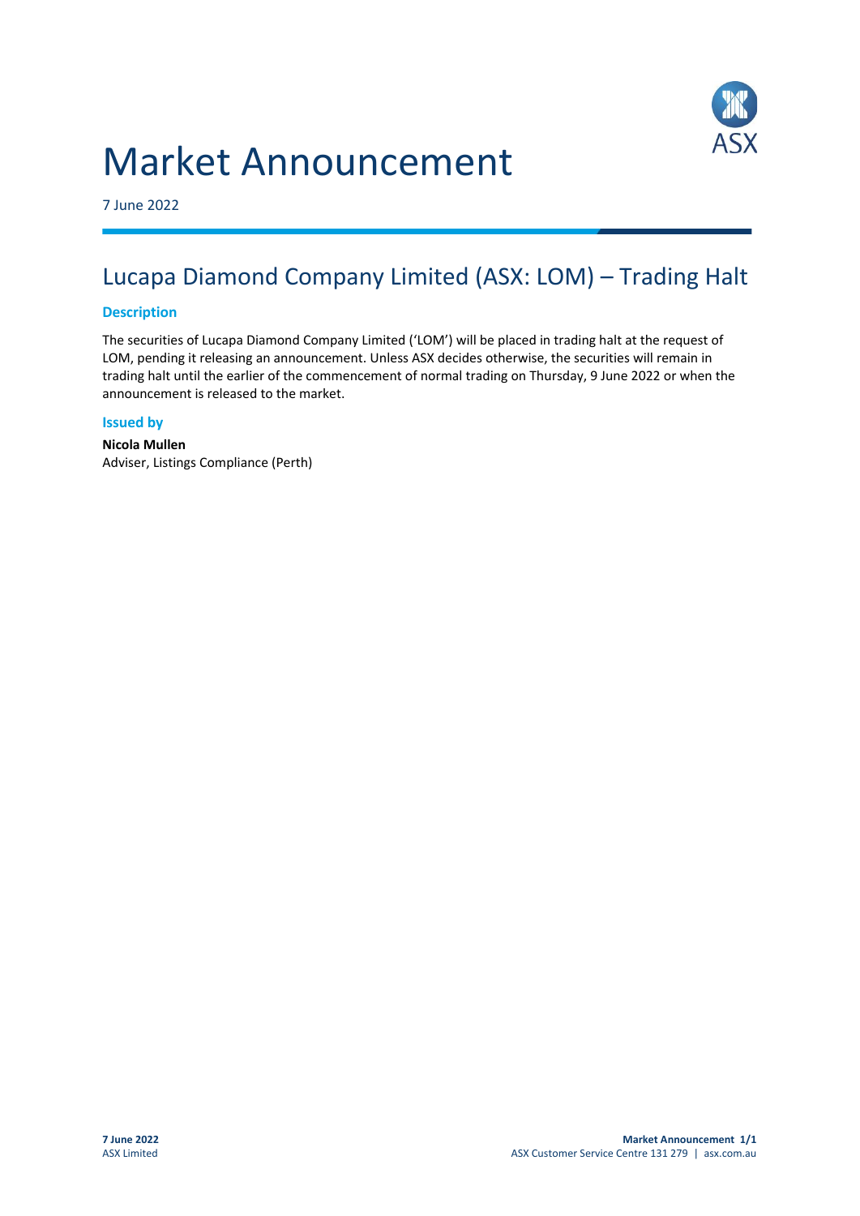# Market Announcement

7 June 2022

## Lucapa Diamond Company Limited (ASX: LOM) – Trading Halt

### Description

The securities of Lucapa Diamond Company Limited ('LOM') will be placed in trading halt at the request of LOM, pending it releasing an announcement. Unless ASX decides otherwise, the securities will remain in trading halt until the earlier of the commencement of normal trading on Thursday, 9 June 2022 or when the announcement is released to the market.

### Issued by

**Nicola Mullen**
Adviser, Listings Compliance (Perth)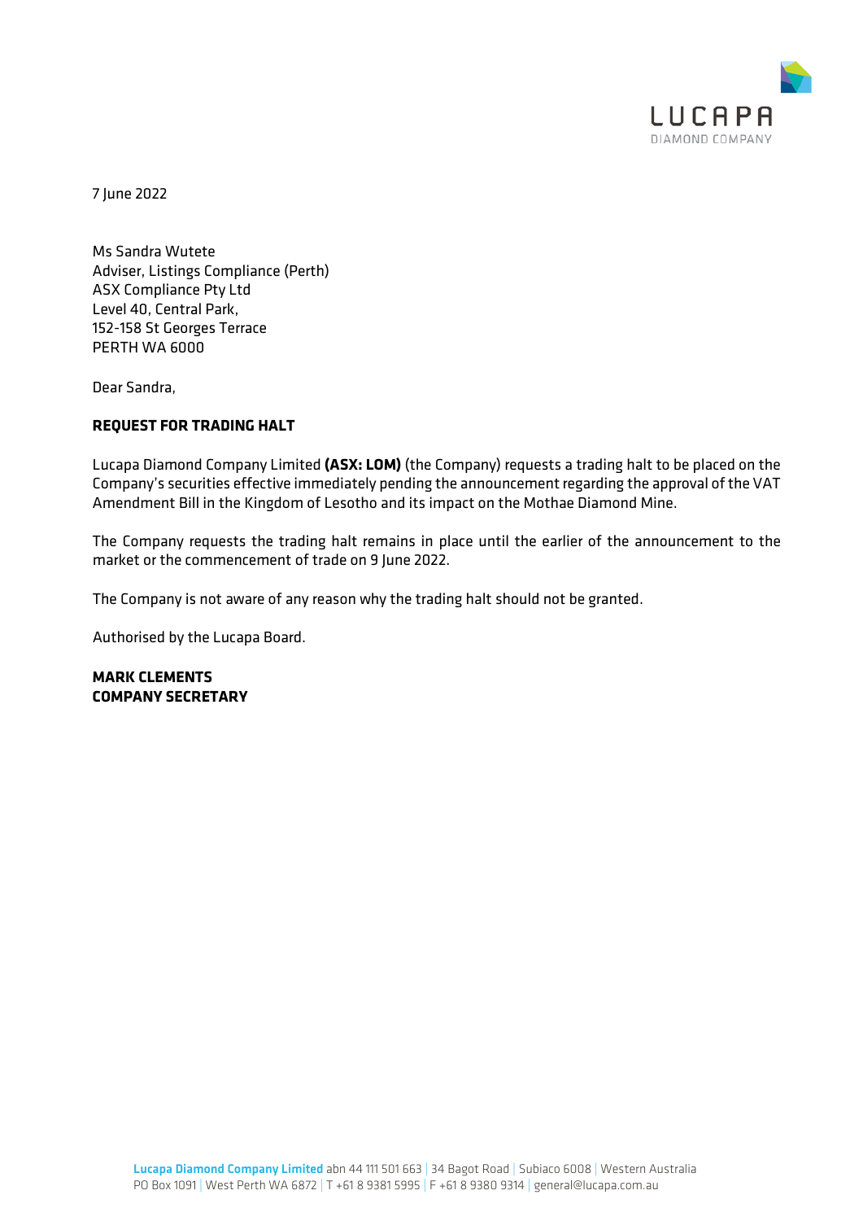7 June 2022

Ms Sandra Wutete
Adviser, Listings Compliance (Perth)
ASX Compliance Pty Ltd
Level 40, Central Park,
152-158 St Georges Terrace
PERTH WA 6000

Dear Sandra,

**REQUEST FOR TRADING HALT**

Lucapa Diamond Company Limited **(ASX: LOM)** (the Company) requests a trading halt to be placed on the Company's securities effective immediately pending the announcement regarding the approval of the VAT Amendment Bill in the Kingdom of Lesotho and its impact on the Mothae Diamond Mine.

The Company requests the trading halt remains in place until the earlier of the announcement to the market or the commencement of trade on 9 June 2022.

The Company is not aware of any reason why the trading halt should not be granted.

Authorised by the Lucapa Board.

**MARK CLEMENTS**
**COMPANY SECRETARY**

**Lucapa Diamond Company Limited** abn 44 111 501 663 | 34 Bagot Road | Subiaco 6008 | Western Australia
PO Box 1091 | West Perth WA 6872 | T +61 8 9381 5995 | F +61 8 9380 9314 | general@lucapa.com.au